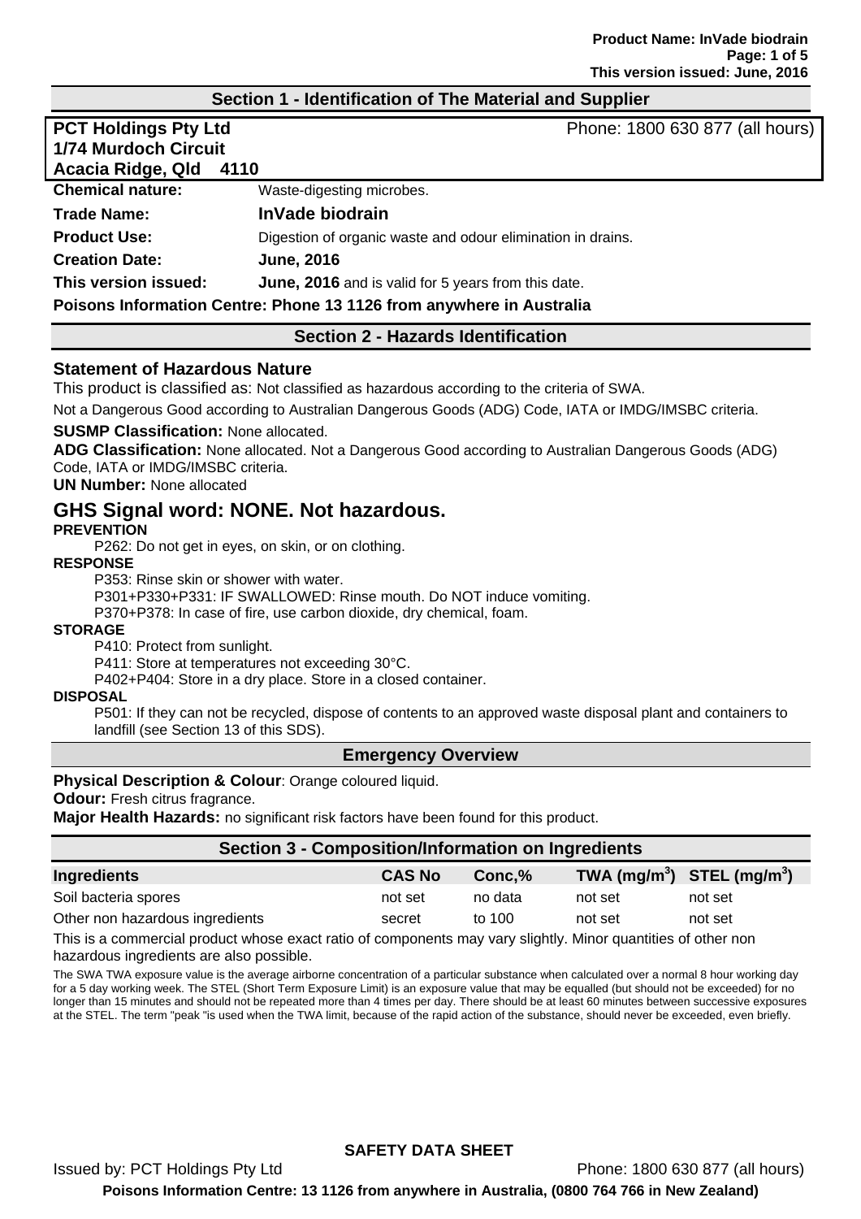## Section 1 - Identification of The Material and Supplier

**PCT Holdings Pty Ltd**
**1/74 Murdoch Circuit**
**Acacia Ridge, Qld 4110**

Phone: 1800 630 877 (all hours)

**Chemical nature:** Waste-digesting microbes.

**Trade Name:** **InVade biodrain**

**Product Use:** Digestion of organic waste and odour elimination in drains.

**Creation Date:** **June, 2016**

**This version issued:** **June, 2016** and is valid for 5 years from this date.

**Poisons Information Centre: Phone 13 1126 from anywhere in Australia**

## Section 2 - Hazards Identification

### Statement of Hazardous Nature

This product is classified as: Not classified as hazardous according to the criteria of SWA.

Not a Dangerous Good according to Australian Dangerous Goods (ADG) Code, IATA or IMDG/IMSBC criteria.

**SUSMP Classification:** None allocated.

**ADG Classification:** None allocated. Not a Dangerous Good according to Australian Dangerous Goods (ADG) Code, IATA or IMDG/IMSBC criteria.

**UN Number:** None allocated

## GHS Signal word: NONE. Not hazardous.

**PREVENTION**

P262: Do not get in eyes, on skin, or on clothing.

**RESPONSE**

P353: Rinse skin or shower with water.

P301+P330+P331: IF SWALLOWED: Rinse mouth. Do NOT induce vomiting.

P370+P378: In case of fire, use carbon dioxide, dry chemical, foam.

**STORAGE**

P410: Protect from sunlight.

P411: Store at temperatures not exceeding 30°C.

P402+P404: Store in a dry place. Store in a closed container.

**DISPOSAL**

P501: If they can not be recycled, dispose of contents to an approved waste disposal plant and containers to landfill (see Section 13 of this SDS).

## Emergency Overview

**Physical Description & Colour**: Orange coloured liquid.

**Odour:** Fresh citrus fragrance.

**Major Health Hazards:** no significant risk factors have been found for this product.

## Section 3 - Composition/Information on Ingredients

| Ingredients | CAS No | Conc,% | TWA (mg/m$^3$) | STEL (mg/m$^3$) |
|---|---|---|---|---|
| Soil bacteria spores | not set | no data | not set | not set |
| Other non hazardous ingredients | secret | to 100 | not set | not set |

This is a commercial product whose exact ratio of components may vary slightly. Minor quantities of other non hazardous ingredients are also possible.

The SWA TWA exposure value is the average airborne concentration of a particular substance when calculated over a normal 8 hour working day for a 5 day working week. The STEL (Short Term Exposure Limit) is an exposure value that may be equalled (but should not be exceeded) for no longer than 15 minutes and should not be repeated more than 4 times per day. There should be at least 60 minutes between successive exposures at the STEL. The term "peak "is used when the TWA limit, because of the rapid action of the substance, should never be exceeded, even briefly.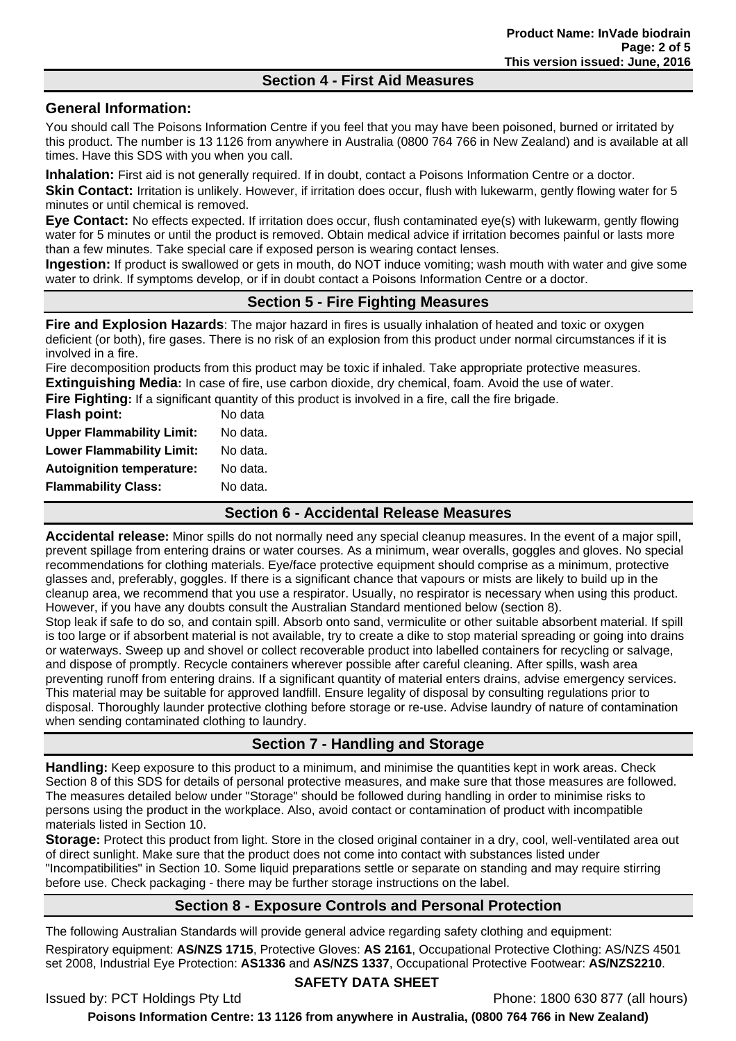## Section 4 - First Aid Measures

### General Information:

You should call The Poisons Information Centre if you feel that you may have been poisoned, burned or irritated by this product. The number is 13 1126 from anywhere in Australia (0800 764 766 in New Zealand) and is available at all times. Have this SDS with you when you call.

**Inhalation:** First aid is not generally required. If in doubt, contact a Poisons Information Centre or a doctor.

**Skin Contact:** Irritation is unlikely. However, if irritation does occur, flush with lukewarm, gently flowing water for 5 minutes or until chemical is removed.

**Eye Contact:** No effects expected. If irritation does occur, flush contaminated eye(s) with lukewarm, gently flowing water for 5 minutes or until the product is removed. Obtain medical advice if irritation becomes painful or lasts more than a few minutes. Take special care if exposed person is wearing contact lenses.

**Ingestion:** If product is swallowed or gets in mouth, do NOT induce vomiting; wash mouth with water and give some water to drink. If symptoms develop, or if in doubt contact a Poisons Information Centre or a doctor.

## Section 5 - Fire Fighting Measures

**Fire and Explosion Hazards**: The major hazard in fires is usually inhalation of heated and toxic or oxygen deficient (or both), fire gases. There is no risk of an explosion from this product under normal circumstances if it is involved in a fire.

Fire decomposition products from this product may be toxic if inhaled. Take appropriate protective measures.

**Extinguishing Media:** In case of fire, use carbon dioxide, dry chemical, foam. Avoid the use of water.

**Fire Fighting:** If a significant quantity of this product is involved in a fire, call the fire brigade.

| | |
|---|---|
| **Flash point:** | No data |
| **Upper Flammability Limit:** | No data. |
| **Lower Flammability Limit:** | No data. |
| **Autoignition temperature:** | No data. |
| **Flammability Class:** | No data. |

## Section 6 - Accidental Release Measures

**Accidental release:** Minor spills do not normally need any special cleanup measures. In the event of a major spill, prevent spillage from entering drains or water courses. As a minimum, wear overalls, goggles and gloves. No special recommendations for clothing materials. Eye/face protective equipment should comprise as a minimum, protective glasses and, preferably, goggles. If there is a significant chance that vapours or mists are likely to build up in the cleanup area, we recommend that you use a respirator. Usually, no respirator is necessary when using this product. However, if you have any doubts consult the Australian Standard mentioned below (section 8).

Stop leak if safe to do so, and contain spill. Absorb onto sand, vermiculite or other suitable absorbent material. If spill is too large or if absorbent material is not available, try to create a dike to stop material spreading or going into drains or waterways. Sweep up and shovel or collect recoverable product into labelled containers for recycling or salvage, and dispose of promptly. Recycle containers wherever possible after careful cleaning. After spills, wash area preventing runoff from entering drains. If a significant quantity of material enters drains, advise emergency services. This material may be suitable for approved landfill. Ensure legality of disposal by consulting regulations prior to disposal. Thoroughly launder protective clothing before storage or re-use. Advise laundry of nature of contamination when sending contaminated clothing to laundry.

## Section 7 - Handling and Storage

**Handling:** Keep exposure to this product to a minimum, and minimise the quantities kept in work areas. Check Section 8 of this SDS for details of personal protective measures, and make sure that those measures are followed. The measures detailed below under "Storage" should be followed during handling in order to minimise risks to persons using the product in the workplace. Also, avoid contact or contamination of product with incompatible materials listed in Section 10.

**Storage:** Protect this product from light. Store in the closed original container in a dry, cool, well-ventilated area out of direct sunlight. Make sure that the product does not come into contact with substances listed under "Incompatibilities" in Section 10. Some liquid preparations settle or separate on standing and may require stirring before use. Check packaging - there may be further storage instructions on the label.

## Section 8 - Exposure Controls and Personal Protection

The following Australian Standards will provide general advice regarding safety clothing and equipment:

Respiratory equipment: **AS/NZS 1715**, Protective Gloves: **AS 2161**, Occupational Protective Clothing: AS/NZS 4501 set 2008, Industrial Eye Protection: **AS1336** and **AS/NZS 1337**, Occupational Protective Footwear: **AS/NZS2210**.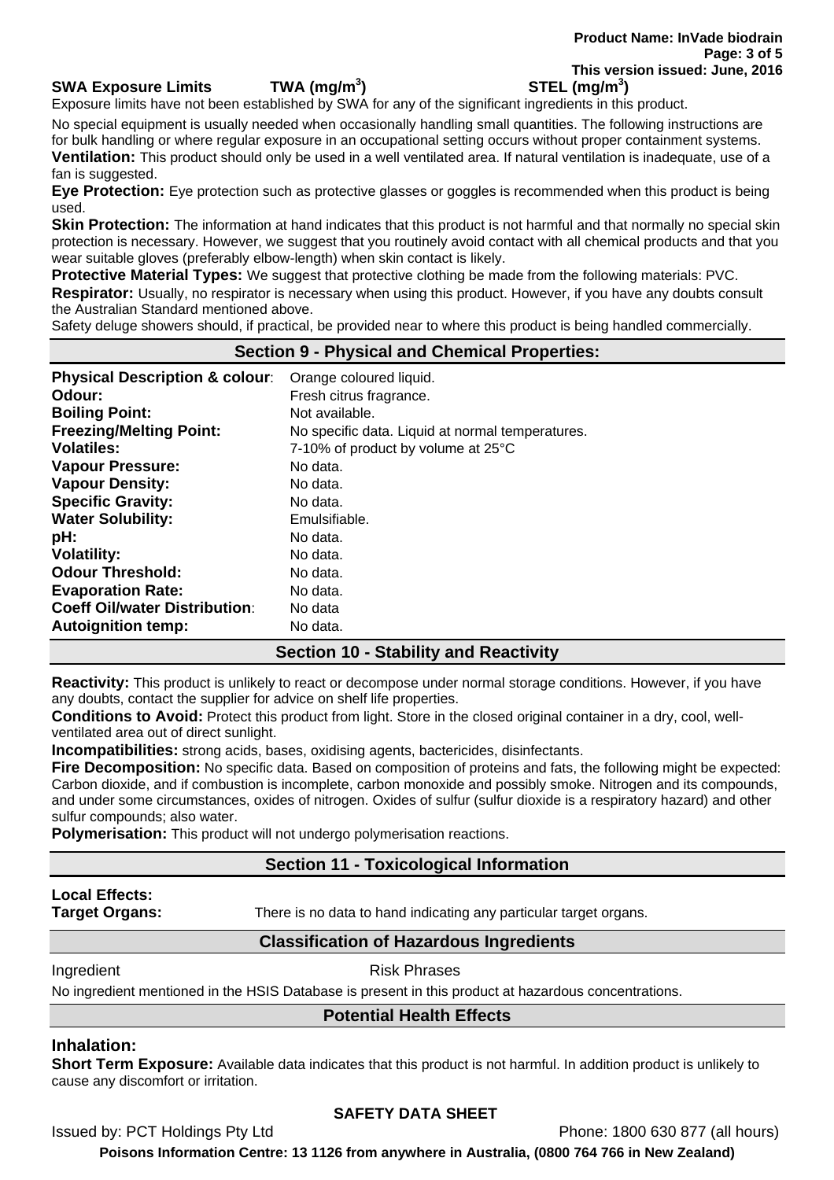**SWA Exposure Limits** **TWA (mg/m$^3$)** **STEL (mg/m$^3$)**

Exposure limits have not been established by SWA for any of the significant ingredients in this product.

No special equipment is usually needed when occasionally handling small quantities. The following instructions are for bulk handling or where regular exposure in an occupational setting occurs without proper containment systems.

**Ventilation:** This product should only be used in a well ventilated area. If natural ventilation is inadequate, use of a fan is suggested.

**Eye Protection:** Eye protection such as protective glasses or goggles is recommended when this product is being used.

**Skin Protection:** The information at hand indicates that this product is not harmful and that normally no special skin protection is necessary. However, we suggest that you routinely avoid contact with all chemical products and that you wear suitable gloves (preferably elbow-length) when skin contact is likely.

**Protective Material Types:** We suggest that protective clothing be made from the following materials: PVC.

**Respirator:** Usually, no respirator is necessary when using this product. However, if you have any doubts consult the Australian Standard mentioned above.

Safety deluge showers should, if practical, be provided near to where this product is being handled commercially.

## Section 9 - Physical and Chemical Properties:

| | |
|---|---|
| **Physical Description & colour**: | Orange coloured liquid. |
| **Odour:** | Fresh citrus fragrance. |
| **Boiling Point:** | Not available. |
| **Freezing/Melting Point:** | No specific data. Liquid at normal temperatures. |
| **Volatiles:** | 7-10% of product by volume at 25°C |
| **Vapour Pressure:** | No data. |
| **Vapour Density:** | No data. |
| **Specific Gravity:** | No data. |
| **Water Solubility:** | Emulsifiable. |
| **pH:** | No data. |
| **Volatility:** | No data. |
| **Odour Threshold:** | No data. |
| **Evaporation Rate:** | No data. |
| **Coeff Oil/water Distribution**: | No data |
| **Autoignition temp:** | No data. |

## Section 10 - Stability and Reactivity

**Reactivity:** This product is unlikely to react or decompose under normal storage conditions. However, if you have any doubts, contact the supplier for advice on shelf life properties.

**Conditions to Avoid:** Protect this product from light. Store in the closed original container in a dry, cool, well-ventilated area out of direct sunlight.

**Incompatibilities:** strong acids, bases, oxidising agents, bactericides, disinfectants.

**Fire Decomposition:** No specific data. Based on composition of proteins and fats, the following might be expected: Carbon dioxide, and if combustion is incomplete, carbon monoxide and possibly smoke. Nitrogen and its compounds, and under some circumstances, oxides of nitrogen. Oxides of sulfur (sulfur dioxide is a respiratory hazard) and other sulfur compounds; also water.

**Polymerisation:** This product will not undergo polymerisation reactions.

## Section 11 - Toxicological Information

**Local Effects:**

**Target Organs:** There is no data to hand indicating any particular target organs.

### Classification of Hazardous Ingredients

| Ingredient | Risk Phrases |
|---|---|

No ingredient mentioned in the HSIS Database is present in this product at hazardous concentrations.

### Potential Health Effects

### Inhalation:

**Short Term Exposure:** Available data indicates that this product is not harmful. In addition product is unlikely to cause any discomfort or irritation.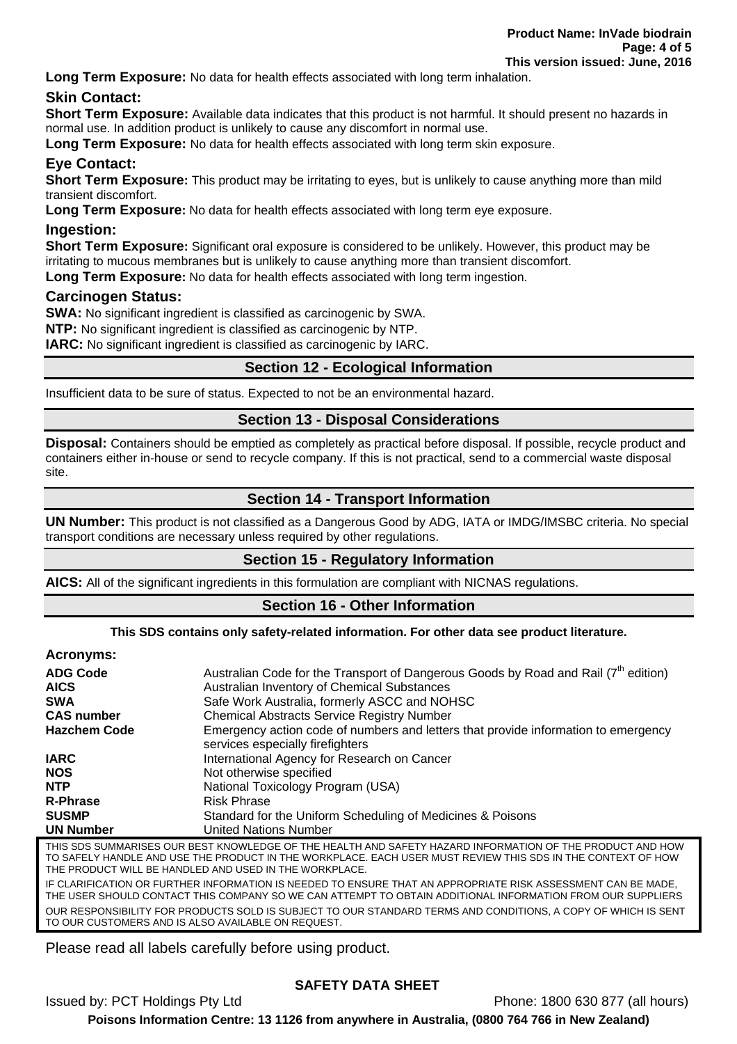**Long Term Exposure:** No data for health effects associated with long term inhalation.

### Skin Contact:

**Short Term Exposure:** Available data indicates that this product is not harmful. It should present no hazards in normal use. In addition product is unlikely to cause any discomfort in normal use.

**Long Term Exposure:** No data for health effects associated with long term skin exposure.

### Eye Contact:

**Short Term Exposure:** This product may be irritating to eyes, but is unlikely to cause anything more than mild transient discomfort.

**Long Term Exposure:** No data for health effects associated with long term eye exposure.

### Ingestion:

**Short Term Exposure:** Significant oral exposure is considered to be unlikely. However, this product may be irritating to mucous membranes but is unlikely to cause anything more than transient discomfort.

**Long Term Exposure:** No data for health effects associated with long term ingestion.

### Carcinogen Status:

**SWA:** No significant ingredient is classified as carcinogenic by SWA.

**NTP:** No significant ingredient is classified as carcinogenic by NTP.

**IARC:** No significant ingredient is classified as carcinogenic by IARC.

## Section 12 - Ecological Information

Insufficient data to be sure of status. Expected to not be an environmental hazard.

## Section 13 - Disposal Considerations

**Disposal:** Containers should be emptied as completely as practical before disposal. If possible, recycle product and containers either in-house or send to recycle company. If this is not practical, send to a commercial waste disposal site.

## Section 14 - Transport Information

**UN Number:** This product is not classified as a Dangerous Good by ADG, IATA or IMDG/IMSBC criteria. No special transport conditions are necessary unless required by other regulations.

## Section 15 - Regulatory Information

**AICS:** All of the significant ingredients in this formulation are compliant with NICNAS regulations.

## Section 16 - Other Information

**This SDS contains only safety-related information. For other data see product literature.**

**Acronyms:**

| | |
|---|---|
| **ADG Code** | Australian Code for the Transport of Dangerous Goods by Road and Rail (7th edition) |
| **AICS** | Australian Inventory of Chemical Substances |
| **SWA** | Safe Work Australia, formerly ASCC and NOHSC |
| **CAS number** | Chemical Abstracts Service Registry Number |
| **Hazchem Code** | Emergency action code of numbers and letters that provide information to emergency services especially firefighters |
| **IARC** | International Agency for Research on Cancer |
| **NOS** | Not otherwise specified |
| **NTP** | National Toxicology Program (USA) |
| **R-Phrase** | Risk Phrase |
| **SUSMP** | Standard for the Uniform Scheduling of Medicines & Poisons |
| **UN Number** | United Nations Number |

THIS SDS SUMMARISES OUR BEST KNOWLEDGE OF THE HEALTH AND SAFETY HAZARD INFORMATION OF THE PRODUCT AND HOW TO SAFELY HANDLE AND USE THE PRODUCT IN THE WORKPLACE. EACH USER MUST REVIEW THIS SDS IN THE CONTEXT OF HOW THE PRODUCT WILL BE HANDLED AND USED IN THE WORKPLACE.

IF CLARIFICATION OR FURTHER INFORMATION IS NEEDED TO ENSURE THAT AN APPROPRIATE RISK ASSESSMENT CAN BE MADE, THE USER SHOULD CONTACT THIS COMPANY SO WE CAN ATTEMPT TO OBTAIN ADDITIONAL INFORMATION FROM OUR SUPPLIERS

OUR RESPONSIBILITY FOR PRODUCTS SOLD IS SUBJECT TO OUR STANDARD TERMS AND CONDITIONS, A COPY OF WHICH IS SENT TO OUR CUSTOMERS AND IS ALSO AVAILABLE ON REQUEST.

Please read all labels carefully before using product.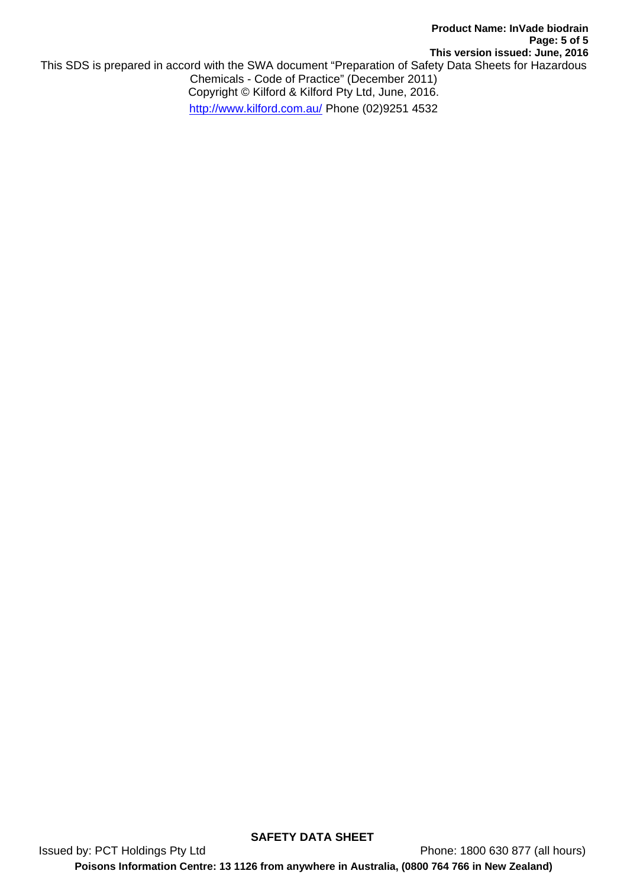This SDS is prepared in accord with the SWA document "Preparation of Safety Data Sheets for Hazardous Chemicals - Code of Practice" (December 2011)

Copyright © Kilford & Kilford Pty Ltd, June, 2016.

http://www.kilford.com.au/ Phone (02)9251 4532